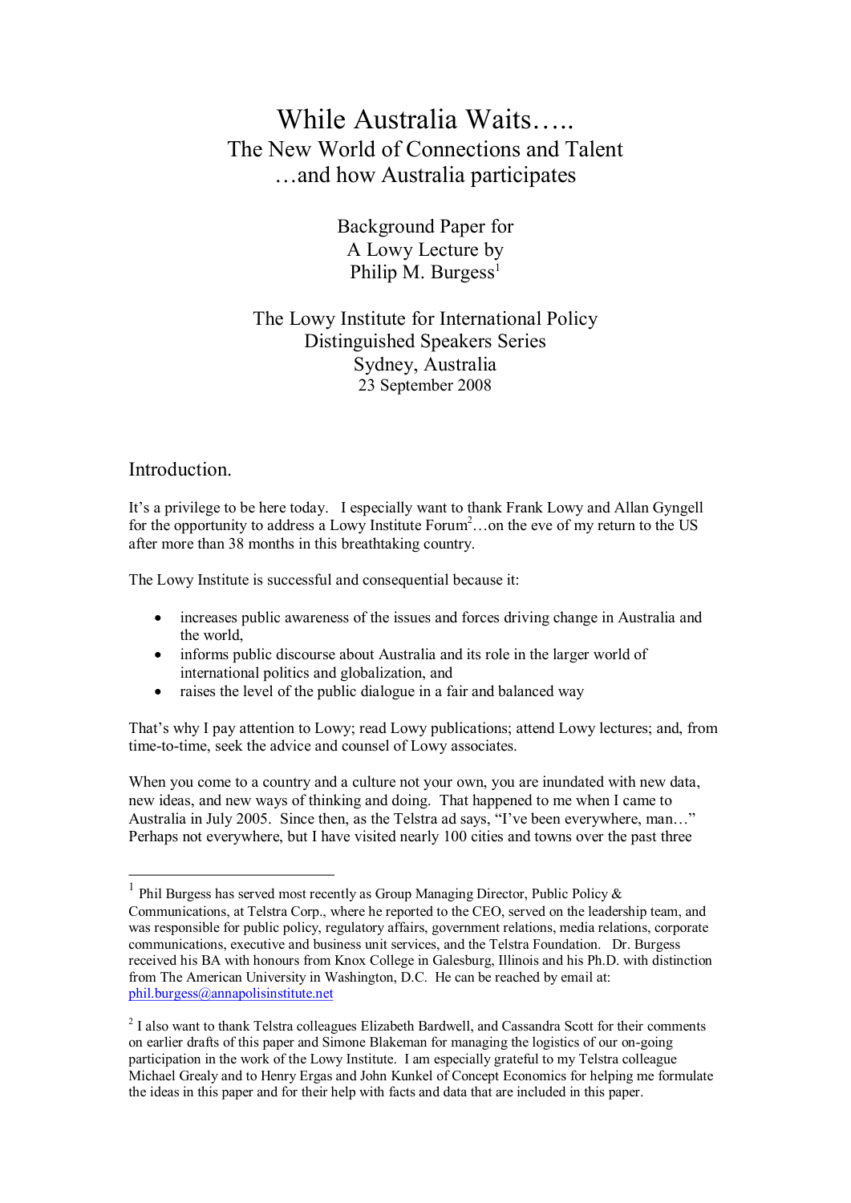# While Australia Waits…..

## The New World of Connections and Talent
## …and how Australia participates

Background Paper for  
A Lowy Lecture by  
Philip M. Burgess[1]

The Lowy Institute for International Policy  
Distinguished Speakers Series  
Sydney, Australia  
23 September 2008

## Introduction.

It's a privilege to be here today. I especially want to thank Frank Lowy and Allan Gyngell for the opportunity to address a Lowy Institute Forum[2]…on the eve of my return to the US after more than 38 months in this breathtaking country.

The Lowy Institute is successful and consequential because it:

- increases public awareness of the issues and forces driving change in Australia and the world,
- informs public discourse about Australia and its role in the larger world of international politics and globalization, and
- raises the level of the public dialogue in a fair and balanced way

That's why I pay attention to Lowy; read Lowy publications; attend Lowy lectures; and, from time-to-time, seek the advice and counsel of Lowy associates.

When you come to a country and a culture not your own, you are inundated with new data, new ideas, and new ways of thinking and doing. That happened to me when I came to Australia in July 2005. Since then, as the Telstra ad says, "I've been everywhere, man…" Perhaps not everywhere, but I have visited nearly 100 cities and towns over the past three

---

[1] Phil Burgess has served most recently as Group Managing Director, Public Policy & Communications, at Telstra Corp., where he reported to the CEO, served on the leadership team, and was responsible for public policy, regulatory affairs, government relations, media relations, corporate communications, executive and business unit services, and the Telstra Foundation. Dr. Burgess received his BA with honours from Knox College in Galesburg, Illinois and his Ph.D. with distinction from The American University in Washington, D.C. He can be reached by email at: phil.burgess@annapolisinstitute.net

[2] I also want to thank Telstra colleagues Elizabeth Bardwell, and Cassandra Scott for their comments on earlier drafts of this paper and Simone Blakeman for managing the logistics of our on-going participation in the work of the Lowy Institute. I am especially grateful to my Telstra colleague Michael Grealy and to Henry Ergas and John Kunkel of Concept Economics for helping me formulate the ideas in this paper and for their help with facts and data that are included in this paper.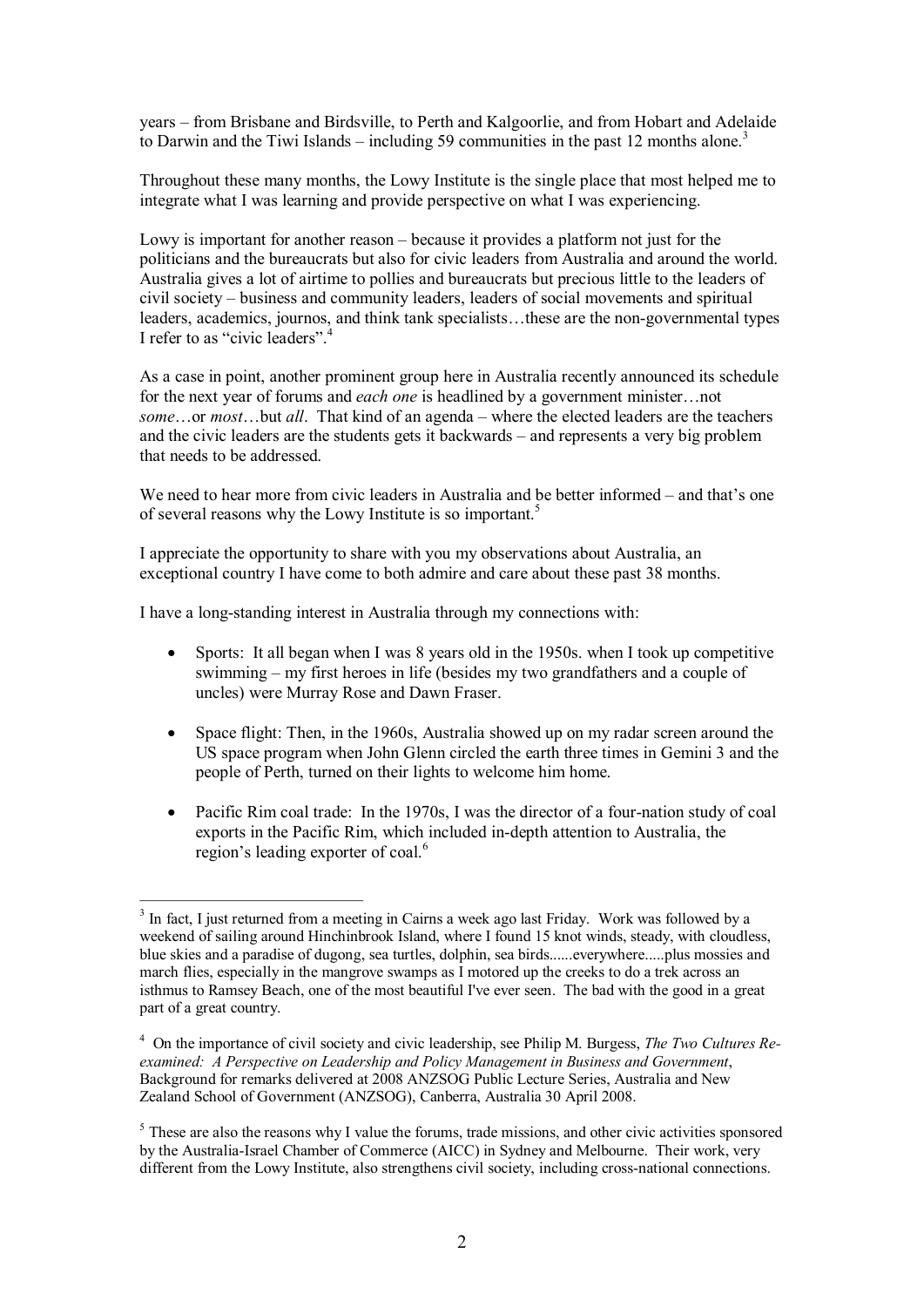years – from Brisbane and Birdsville, to Perth and Kalgoorlie, and from Hobart and Adelaide to Darwin and the Tiwi Islands – including 59 communities in the past 12 months alone.[3]

Throughout these many months, the Lowy Institute is the single place that most helped me to integrate what I was learning and provide perspective on what I was experiencing.

Lowy is important for another reason – because it provides a platform not just for the politicians and the bureaucrats but also for civic leaders from Australia and around the world. Australia gives a lot of airtime to pollies and bureaucrats but precious little to the leaders of civil society – business and community leaders, leaders of social movements and spiritual leaders, academics, journos, and think tank specialists…these are the non-governmental types I refer to as "civic leaders".[4]

As a case in point, another prominent group here in Australia recently announced its schedule for the next year of forums and *each one* is headlined by a government minister…not *some*…or *most*…but *all*. That kind of an agenda – where the elected leaders are the teachers and the civic leaders are the students gets it backwards – and represents a very big problem that needs to be addressed.

We need to hear more from civic leaders in Australia and be better informed – and that's one of several reasons why the Lowy Institute is so important.[5]

I appreciate the opportunity to share with you my observations about Australia, an exceptional country I have come to both admire and care about these past 38 months.

I have a long-standing interest in Australia through my connections with:

- Sports: It all began when I was 8 years old in the 1950s. when I took up competitive swimming – my first heroes in life (besides my two grandfathers and a couple of uncles) were Murray Rose and Dawn Fraser.

- Space flight: Then, in the 1960s, Australia showed up on my radar screen around the US space program when John Glenn circled the earth three times in Gemini 3 and the people of Perth, turned on their lights to welcome him home.

- Pacific Rim coal trade: In the 1970s, I was the director of a four-nation study of coal exports in the Pacific Rim, which included in-depth attention to Australia, the region's leading exporter of coal.[6]

---

[3] In fact, I just returned from a meeting in Cairns a week ago last Friday. Work was followed by a weekend of sailing around Hinchinbrook Island, where I found 15 knot winds, steady, with cloudless, blue skies and a paradise of dugong, sea turtles, dolphin, sea birds......everywhere.....plus mossies and march flies, especially in the mangrove swamps as I motored up the creeks to do a trek across an isthmus to Ramsey Beach, one of the most beautiful I've ever seen. The bad with the good in a great part of a great country.

[4] On the importance of civil society and civic leadership, see Philip M. Burgess, *The Two Cultures Re-examined: A Perspective on Leadership and Policy Management in Business and Government*, Background for remarks delivered at 2008 ANZSOG Public Lecture Series, Australia and New Zealand School of Government (ANZSOG), Canberra, Australia 30 April 2008.

[5] These are also the reasons why I value the forums, trade missions, and other civic activities sponsored by the Australia-Israel Chamber of Commerce (AICC) in Sydney and Melbourne. Their work, very different from the Lowy Institute, also strengthens civil society, including cross-national connections.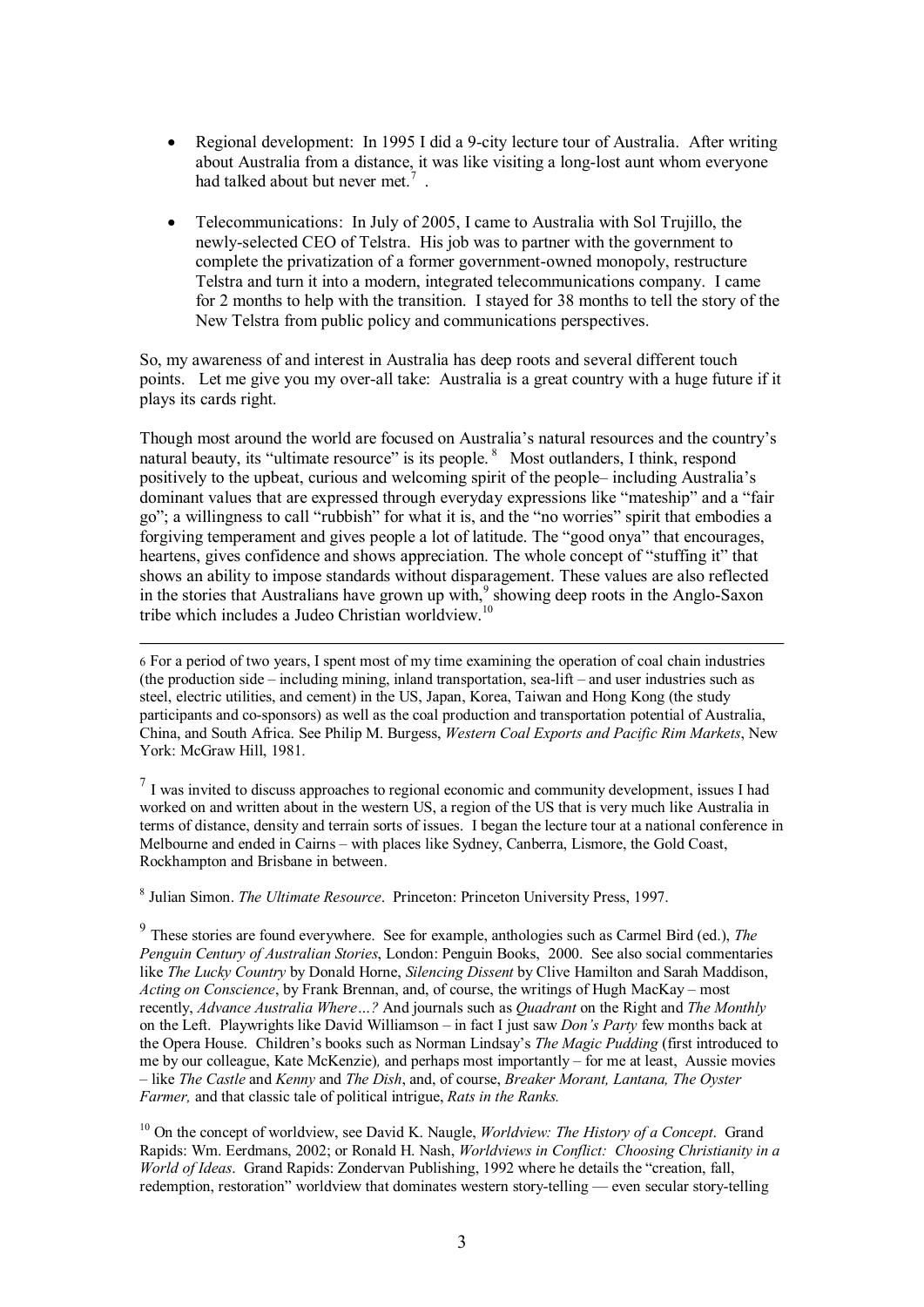- Regional development: In 1995 I did a 9-city lecture tour of Australia. After writing about Australia from a distance, it was like visiting a long-lost aunt whom everyone had talked about but never met.[7] .

- Telecommunications: In July of 2005, I came to Australia with Sol Trujillo, the newly-selected CEO of Telstra. His job was to partner with the government to complete the privatization of a former government-owned monopoly, restructure Telstra and turn it into a modern, integrated telecommunications company. I came for 2 months to help with the transition. I stayed for 38 months to tell the story of the New Telstra from public policy and communications perspectives.

So, my awareness of and interest in Australia has deep roots and several different touch points. Let me give you my over-all take: Australia is a great country with a huge future if it plays its cards right.

Though most around the world are focused on Australia's natural resources and the country's natural beauty, its "ultimate resource" is its people.[8] Most outlanders, I think, respond positively to the upbeat, curious and welcoming spirit of the people– including Australia's dominant values that are expressed through everyday expressions like "mateship" and a "fair go"; a willingness to call "rubbish" for what it is, and the "no worries" spirit that embodies a forgiving temperament and gives people a lot of latitude. The "good onya" that encourages, heartens, gives confidence and shows appreciation. The whole concept of "stuffing it" that shows an ability to impose standards without disparagement. These values are also reflected in the stories that Australians have grown up with,[9] showing deep roots in the Anglo-Saxon tribe which includes a Judeo Christian worldview.[10]

---

6 For a period of two years, I spent most of my time examining the operation of coal chain industries (the production side – including mining, inland transportation, sea-lift – and user industries such as steel, electric utilities, and cement) in the US, Japan, Korea, Taiwan and Hong Kong (the study participants and co-sponsors) as well as the coal production and transportation potential of Australia, China, and South Africa. See Philip M. Burgess, *Western Coal Exports and Pacific Rim Markets*, New York: McGraw Hill, 1981.

[7] I was invited to discuss approaches to regional economic and community development, issues I had worked on and written about in the western US, a region of the US that is very much like Australia in terms of distance, density and terrain sorts of issues. I began the lecture tour at a national conference in Melbourne and ended in Cairns – with places like Sydney, Canberra, Lismore, the Gold Coast, Rockhampton and Brisbane in between.

[8] Julian Simon. *The Ultimate Resource*. Princeton: Princeton University Press, 1997.

[9] These stories are found everywhere. See for example, anthologies such as Carmel Bird (ed.), *The Penguin Century of Australian Stories*, London: Penguin Books, 2000. See also social commentaries like *The Lucky Country* by Donald Horne, *Silencing Dissent* by Clive Hamilton and Sarah Maddison, *Acting on Conscience*, by Frank Brennan, and, of course, the writings of Hugh MacKay – most recently, *Advance Australia Where…?* And journals such as *Quadrant* on the Right and *The Monthly* on the Left. Playwrights like David Williamson – in fact I just saw *Don's Party* few months back at the Opera House. Children's books such as Norman Lindsay's *The Magic Pudding* (first introduced to me by our colleague, Kate McKenzie), and perhaps most importantly – for me at least, Aussie movies – like *The Castle* and *Kenny* and *The Dish*, and, of course, *Breaker Morant, Lantana, The Oyster Farmer,* and that classic tale of political intrigue, *Rats in the Ranks.*

[10] On the concept of worldview, see David K. Naugle, *Worldview: The History of a Concept*. Grand Rapids: Wm. Eerdmans, 2002; or Ronald H. Nash, *Worldviews in Conflict: Choosing Christianity in a World of Ideas*. Grand Rapids: Zondervan Publishing, 1992 where he details the "creation, fall, redemption, restoration" worldview that dominates western story-telling — even secular story-telling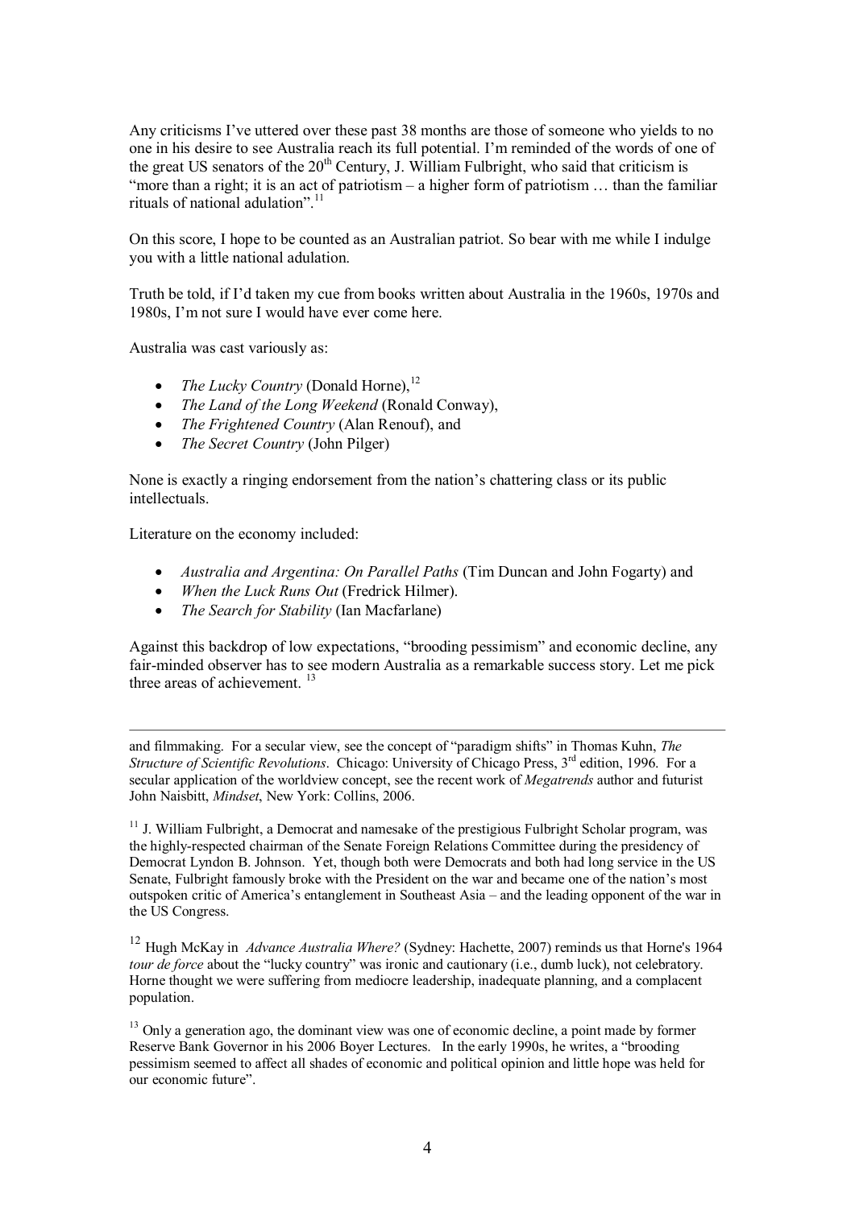Any criticisms I've uttered over these past 38 months are those of someone who yields to no one in his desire to see Australia reach its full potential. I'm reminded of the words of one of the great US senators of the 20th Century, J. William Fulbright, who said that criticism is "more than a right; it is an act of patriotism – a higher form of patriotism … than the familiar rituals of national adulation".[11]

On this score, I hope to be counted as an Australian patriot. So bear with me while I indulge you with a little national adulation.

Truth be told, if I'd taken my cue from books written about Australia in the 1960s, 1970s and 1980s, I'm not sure I would have ever come here.

Australia was cast variously as:

- *The Lucky Country* (Donald Horne),[12]
- *The Land of the Long Weekend* (Ronald Conway),
- *The Frightened Country* (Alan Renouf), and
- *The Secret Country* (John Pilger)

None is exactly a ringing endorsement from the nation's chattering class or its public intellectuals.

Literature on the economy included:

- *Australia and Argentina: On Parallel Paths* (Tim Duncan and John Fogarty) and
- *When the Luck Runs Out* (Fredrick Hilmer).
- *The Search for Stability* (Ian Macfarlane)

Against this backdrop of low expectations, "brooding pessimism" and economic decline, any fair-minded observer has to see modern Australia as a remarkable success story. Let me pick three areas of achievement. [13]

---

and filmmaking. For a secular view, see the concept of "paradigm shifts" in Thomas Kuhn, *The Structure of Scientific Revolutions*. Chicago: University of Chicago Press, 3rd edition, 1996. For a secular application of the worldview concept, see the recent work of *Megatrends* author and futurist John Naisbitt, *Mindset*, New York: Collins, 2006.

[11] J. William Fulbright, a Democrat and namesake of the prestigious Fulbright Scholar program, was the highly-respected chairman of the Senate Foreign Relations Committee during the presidency of Democrat Lyndon B. Johnson. Yet, though both were Democrats and both had long service in the US Senate, Fulbright famously broke with the President on the war and became one of the nation's most outspoken critic of America's entanglement in Southeast Asia – and the leading opponent of the war in the US Congress.

[12] Hugh McKay in *Advance Australia Where?* (Sydney: Hachette, 2007) reminds us that Horne's 1964 *tour de force* about the "lucky country" was ironic and cautionary (i.e., dumb luck), not celebratory. Horne thought we were suffering from mediocre leadership, inadequate planning, and a complacent population.

[13] Only a generation ago, the dominant view was one of economic decline, a point made by former Reserve Bank Governor in his 2006 Boyer Lectures. In the early 1990s, he writes, a "brooding pessimism seemed to affect all shades of economic and political opinion and little hope was held for our economic future".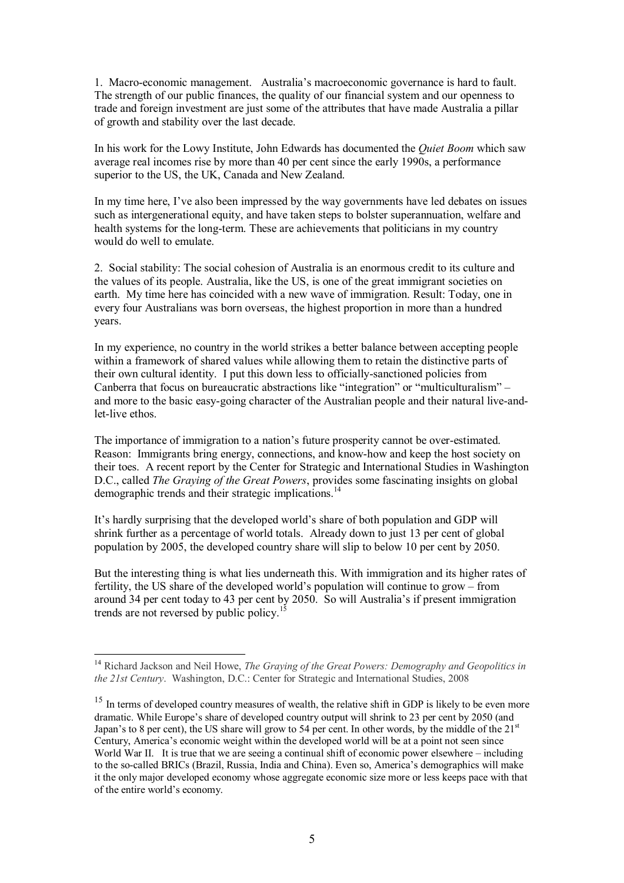1. Macro-economic management. Australia's macroeconomic governance is hard to fault. The strength of our public finances, the quality of our financial system and our openness to trade and foreign investment are just some of the attributes that have made Australia a pillar of growth and stability over the last decade.

In his work for the Lowy Institute, John Edwards has documented the *Quiet Boom* which saw average real incomes rise by more than 40 per cent since the early 1990s, a performance superior to the US, the UK, Canada and New Zealand.

In my time here, I've also been impressed by the way governments have led debates on issues such as intergenerational equity, and have taken steps to bolster superannuation, welfare and health systems for the long-term. These are achievements that politicians in my country would do well to emulate.

2. Social stability: The social cohesion of Australia is an enormous credit to its culture and the values of its people. Australia, like the US, is one of the great immigrant societies on earth. My time here has coincided with a new wave of immigration. Result: Today, one in every four Australians was born overseas, the highest proportion in more than a hundred years.

In my experience, no country in the world strikes a better balance between accepting people within a framework of shared values while allowing them to retain the distinctive parts of their own cultural identity. I put this down less to officially-sanctioned policies from Canberra that focus on bureaucratic abstractions like "integration" or "multiculturalism" – and more to the basic easy-going character of the Australian people and their natural live-and-let-live ethos.

The importance of immigration to a nation's future prosperity cannot be over-estimated. Reason: Immigrants bring energy, connections, and know-how and keep the host society on their toes. A recent report by the Center for Strategic and International Studies in Washington D.C., called *The Graying of the Great Powers*, provides some fascinating insights on global demographic trends and their strategic implications.[14]

It's hardly surprising that the developed world's share of both population and GDP will shrink further as a percentage of world totals. Already down to just 13 per cent of global population by 2005, the developed country share will slip to below 10 per cent by 2050.

But the interesting thing is what lies underneath this. With immigration and its higher rates of fertility, the US share of the developed world's population will continue to grow – from around 34 per cent today to 43 per cent by 2050. So will Australia's if present immigration trends are not reversed by public policy.[15]

---

[14] Richard Jackson and Neil Howe, *The Graying of the Great Powers: Demography and Geopolitics in the 21st Century*. Washington, D.C.: Center for Strategic and International Studies, 2008

[15] In terms of developed country measures of wealth, the relative shift in GDP is likely to be even more dramatic. While Europe's share of developed country output will shrink to 23 per cent by 2050 (and Japan's to 8 per cent), the US share will grow to 54 per cent. In other words, by the middle of the 21st Century, America's economic weight within the developed world will be at a point not seen since World War II. It is true that we are seeing a continual shift of economic power elsewhere – including to the so-called BRICs (Brazil, Russia, India and China). Even so, America's demographics will make it the only major developed economy whose aggregate economic size more or less keeps pace with that of the entire world's economy.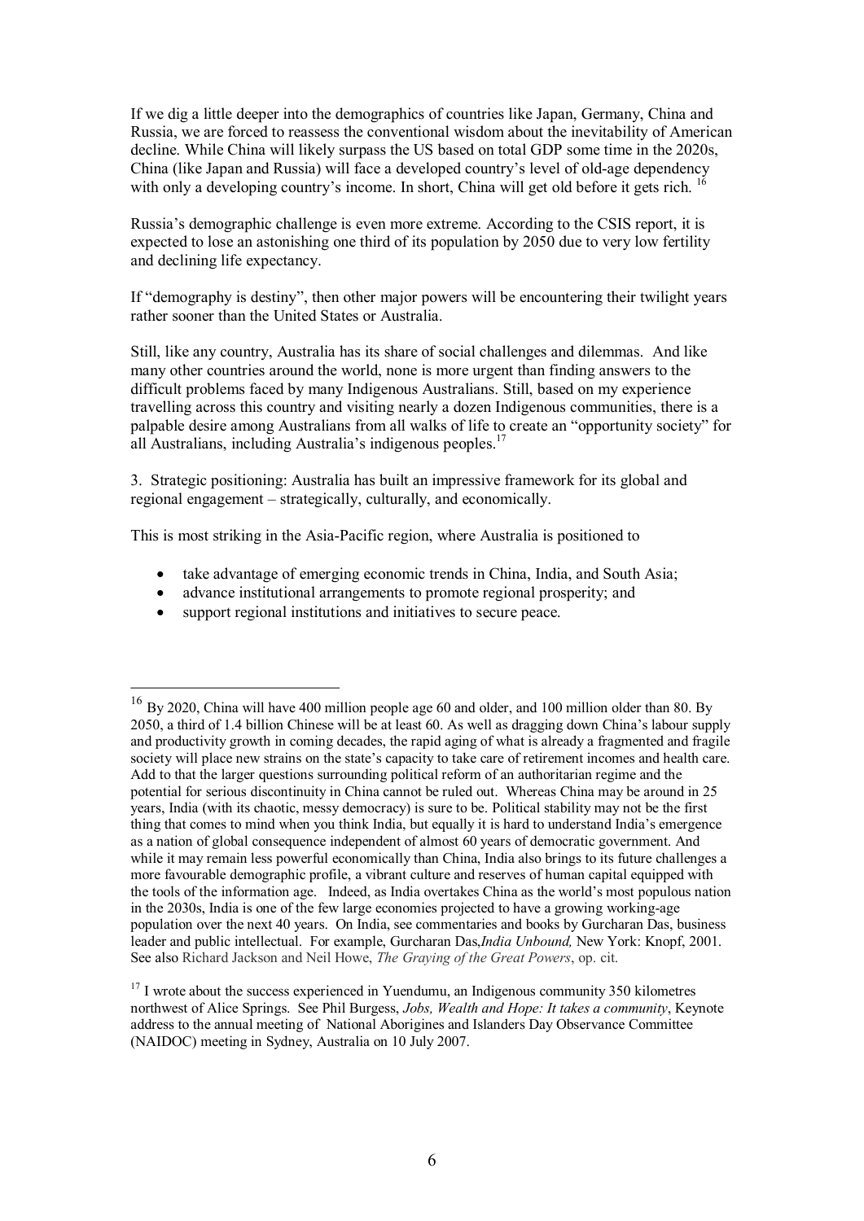If we dig a little deeper into the demographics of countries like Japan, Germany, China and Russia, we are forced to reassess the conventional wisdom about the inevitability of American decline. While China will likely surpass the US based on total GDP some time in the 2020s, China (like Japan and Russia) will face a developed country's level of old-age dependency with only a developing country's income. In short, China will get old before it gets rich. [16]

Russia's demographic challenge is even more extreme. According to the CSIS report, it is expected to lose an astonishing one third of its population by 2050 due to very low fertility and declining life expectancy.

If "demography is destiny", then other major powers will be encountering their twilight years rather sooner than the United States or Australia.

Still, like any country, Australia has its share of social challenges and dilemmas. And like many other countries around the world, none is more urgent than finding answers to the difficult problems faced by many Indigenous Australians. Still, based on my experience travelling across this country and visiting nearly a dozen Indigenous communities, there is a palpable desire among Australians from all walks of life to create an "opportunity society" for all Australians, including Australia's indigenous peoples.[17]

3. Strategic positioning: Australia has built an impressive framework for its global and regional engagement – strategically, culturally, and economically.

This is most striking in the Asia-Pacific region, where Australia is positioned to

- take advantage of emerging economic trends in China, India, and South Asia;
- advance institutional arrangements to promote regional prosperity; and
- support regional institutions and initiatives to secure peace.

---

[16] By 2020, China will have 400 million people age 60 and older, and 100 million older than 80. By 2050, a third of 1.4 billion Chinese will be at least 60. As well as dragging down China's labour supply and productivity growth in coming decades, the rapid aging of what is already a fragmented and fragile society will place new strains on the state's capacity to take care of retirement incomes and health care. Add to that the larger questions surrounding political reform of an authoritarian regime and the potential for serious discontinuity in China cannot be ruled out. Whereas China may be around in 25 years, India (with its chaotic, messy democracy) is sure to be. Political stability may not be the first thing that comes to mind when you think India, but equally it is hard to understand India's emergence as a nation of global consequence independent of almost 60 years of democratic government. And while it may remain less powerful economically than China, India also brings to its future challenges a more favourable demographic profile, a vibrant culture and reserves of human capital equipped with the tools of the information age. Indeed, as India overtakes China as the world's most populous nation in the 2030s, India is one of the few large economies projected to have a growing working-age population over the next 40 years. On India, see commentaries and books by Gurcharan Das, business leader and public intellectual. For example, Gurcharan Das, *India Unbound,* New York: Knopf, 2001. See also Richard Jackson and Neil Howe, *The Graying of the Great Powers*, op. cit.

[17] I wrote about the success experienced in Yuendumu, an Indigenous community 350 kilometres northwest of Alice Springs. See Phil Burgess, *Jobs, Wealth and Hope: It takes a community*, Keynote address to the annual meeting of National Aborigines and Islanders Day Observance Committee (NAIDOC) meeting in Sydney, Australia on 10 July 2007.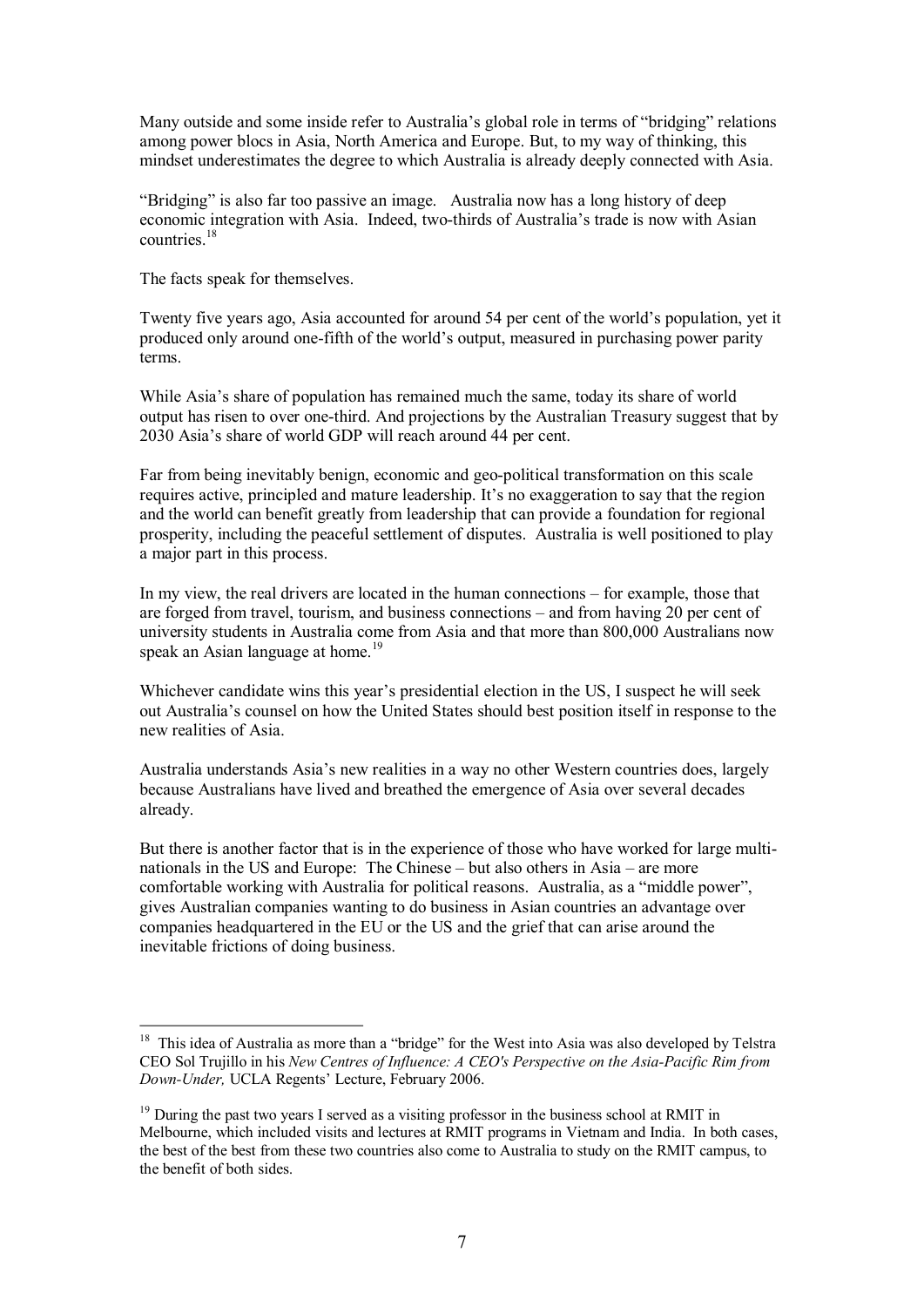Many outside and some inside refer to Australia's global role in terms of "bridging" relations among power blocs in Asia, North America and Europe. But, to my way of thinking, this mindset underestimates the degree to which Australia is already deeply connected with Asia.

"Bridging" is also far too passive an image. Australia now has a long history of deep economic integration with Asia. Indeed, two-thirds of Australia's trade is now with Asian countries.[18]

The facts speak for themselves.

Twenty five years ago, Asia accounted for around 54 per cent of the world's population, yet it produced only around one-fifth of the world's output, measured in purchasing power parity terms.

While Asia's share of population has remained much the same, today its share of world output has risen to over one-third. And projections by the Australian Treasury suggest that by 2030 Asia's share of world GDP will reach around 44 per cent.

Far from being inevitably benign, economic and geo-political transformation on this scale requires active, principled and mature leadership. It's no exaggeration to say that the region and the world can benefit greatly from leadership that can provide a foundation for regional prosperity, including the peaceful settlement of disputes. Australia is well positioned to play a major part in this process.

In my view, the real drivers are located in the human connections – for example, those that are forged from travel, tourism, and business connections – and from having 20 per cent of university students in Australia come from Asia and that more than 800,000 Australians now speak an Asian language at home.[19]

Whichever candidate wins this year's presidential election in the US, I suspect he will seek out Australia's counsel on how the United States should best position itself in response to the new realities of Asia.

Australia understands Asia's new realities in a way no other Western countries does, largely because Australians have lived and breathed the emergence of Asia over several decades already.

But there is another factor that is in the experience of those who have worked for large multi-nationals in the US and Europe: The Chinese – but also others in Asia – are more comfortable working with Australia for political reasons. Australia, as a "middle power", gives Australian companies wanting to do business in Asian countries an advantage over companies headquartered in the EU or the US and the grief that can arise around the inevitable frictions of doing business.

---

[18] This idea of Australia as more than a "bridge" for the West into Asia was also developed by Telstra CEO Sol Trujillo in his *New Centres of Influence: A CEO's Perspective on the Asia-Pacific Rim from Down-Under,* UCLA Regents' Lecture, February 2006.

[19] During the past two years I served as a visiting professor in the business school at RMIT in Melbourne, which included visits and lectures at RMIT programs in Vietnam and India. In both cases, the best of the best from these two countries also come to Australia to study on the RMIT campus, to the benefit of both sides.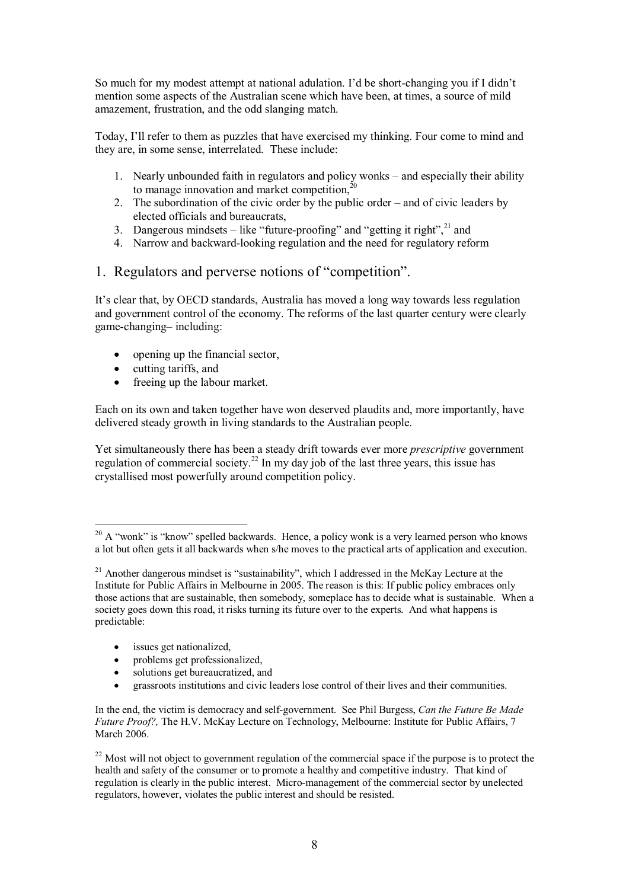So much for my modest attempt at national adulation. I'd be short-changing you if I didn't mention some aspects of the Australian scene which have been, at times, a source of mild amazement, frustration, and the odd slanging match.

Today, I'll refer to them as puzzles that have exercised my thinking. Four come to mind and they are, in some sense, interrelated. These include:

1. Nearly unbounded faith in regulators and policy wonks – and especially their ability to manage innovation and market competition,[20]
2. The subordination of the civic order by the public order – and of civic leaders by elected officials and bureaucrats,
3. Dangerous mindsets – like "future-proofing" and "getting it right",[21] and
4. Narrow and backward-looking regulation and the need for regulatory reform

## 1. Regulators and perverse notions of "competition".

It's clear that, by OECD standards, Australia has moved a long way towards less regulation and government control of the economy. The reforms of the last quarter century were clearly game-changing– including:

- opening up the financial sector,
- cutting tariffs, and
- freeing up the labour market.

Each on its own and taken together have won deserved plaudits and, more importantly, have delivered steady growth in living standards to the Australian people.

Yet simultaneously there has been a steady drift towards ever more *prescriptive* government regulation of commercial society.[22] In my day job of the last three years, this issue has crystallised most powerfully around competition policy.

---

[20] A "wonk" is "know" spelled backwards. Hence, a policy wonk is a very learned person who knows a lot but often gets it all backwards when s/he moves to the practical arts of application and execution.

[21] Another dangerous mindset is "sustainability", which I addressed in the McKay Lecture at the Institute for Public Affairs in Melbourne in 2005. The reason is this: If public policy embraces only those actions that are sustainable, then somebody, someplace has to decide what is sustainable. When a society goes down this road, it risks turning its future over to the experts. And what happens is predictable:

- issues get nationalized,
- problems get professionalized,
- solutions get bureaucratized, and
- grassroots institutions and civic leaders lose control of their lives and their communities.

In the end, the victim is democracy and self-government. See Phil Burgess, *Can the Future Be Made Future Proof?,* The H.V. McKay Lecture on Technology, Melbourne: Institute for Public Affairs, 7 March 2006.

[22] Most will not object to government regulation of the commercial space if the purpose is to protect the health and safety of the consumer or to promote a healthy and competitive industry. That kind of regulation is clearly in the public interest. Micro-management of the commercial sector by unelected regulators, however, violates the public interest and should be resisted.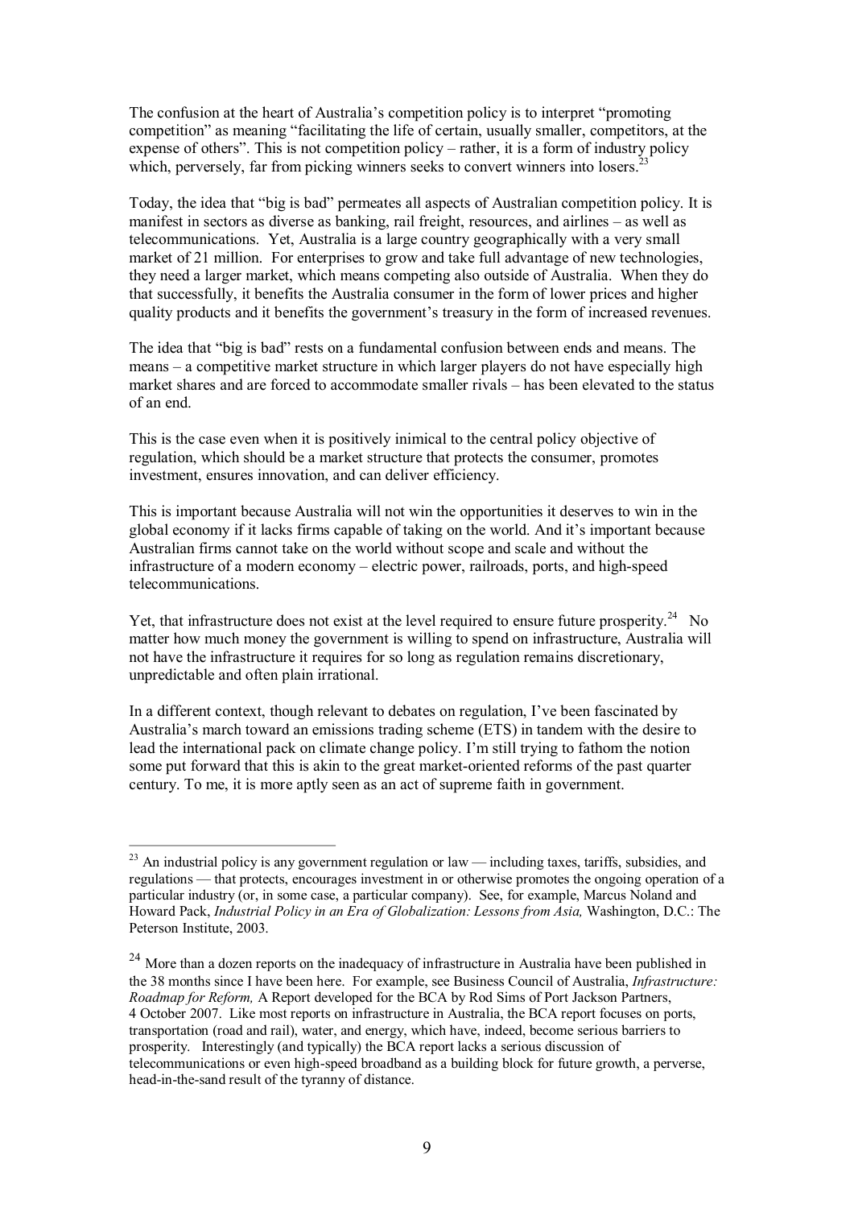The confusion at the heart of Australia's competition policy is to interpret "promoting competition" as meaning "facilitating the life of certain, usually smaller, competitors, at the expense of others". This is not competition policy – rather, it is a form of industry policy which, perversely, far from picking winners seeks to convert winners into losers.[23]

Today, the idea that "big is bad" permeates all aspects of Australian competition policy. It is manifest in sectors as diverse as banking, rail freight, resources, and airlines – as well as telecommunications. Yet, Australia is a large country geographically with a very small market of 21 million. For enterprises to grow and take full advantage of new technologies, they need a larger market, which means competing also outside of Australia. When they do that successfully, it benefits the Australia consumer in the form of lower prices and higher quality products and it benefits the government's treasury in the form of increased revenues.

The idea that "big is bad" rests on a fundamental confusion between ends and means. The means – a competitive market structure in which larger players do not have especially high market shares and are forced to accommodate smaller rivals – has been elevated to the status of an end.

This is the case even when it is positively inimical to the central policy objective of regulation, which should be a market structure that protects the consumer, promotes investment, ensures innovation, and can deliver efficiency.

This is important because Australia will not win the opportunities it deserves to win in the global economy if it lacks firms capable of taking on the world. And it's important because Australian firms cannot take on the world without scope and scale and without the infrastructure of a modern economy – electric power, railroads, ports, and high-speed telecommunications.

Yet, that infrastructure does not exist at the level required to ensure future prosperity.[24] No matter how much money the government is willing to spend on infrastructure, Australia will not have the infrastructure it requires for so long as regulation remains discretionary, unpredictable and often plain irrational.

In a different context, though relevant to debates on regulation, I've been fascinated by Australia's march toward an emissions trading scheme (ETS) in tandem with the desire to lead the international pack on climate change policy. I'm still trying to fathom the notion some put forward that this is akin to the great market-oriented reforms of the past quarter century. To me, it is more aptly seen as an act of supreme faith in government.

---

[23] An industrial policy is any government regulation or law — including taxes, tariffs, subsidies, and regulations — that protects, encourages investment in or otherwise promotes the ongoing operation of a particular industry (or, in some case, a particular company). See, for example, Marcus Noland and Howard Pack, *Industrial Policy in an Era of Globalization: Lessons from Asia,* Washington, D.C.: The Peterson Institute, 2003.

[24] More than a dozen reports on the inadequacy of infrastructure in Australia have been published in the 38 months since I have been here. For example, see Business Council of Australia, *Infrastructure: Roadmap for Reform,* A Report developed for the BCA by Rod Sims of Port Jackson Partners, 4 October 2007. Like most reports on infrastructure in Australia, the BCA report focuses on ports, transportation (road and rail), water, and energy, which have, indeed, become serious barriers to prosperity. Interestingly (and typically) the BCA report lacks a serious discussion of telecommunications or even high-speed broadband as a building block for future growth, a perverse, head-in-the-sand result of the tyranny of distance.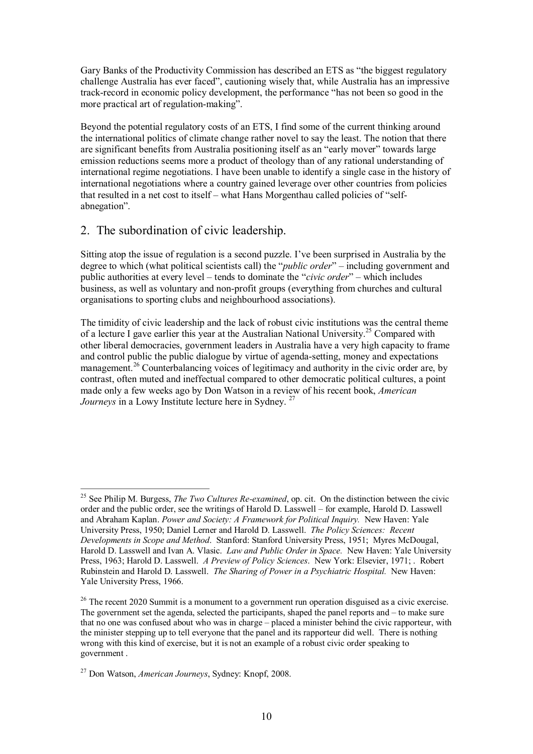Gary Banks of the Productivity Commission has described an ETS as "the biggest regulatory challenge Australia has ever faced", cautioning wisely that, while Australia has an impressive track-record in economic policy development, the performance "has not been so good in the more practical art of regulation-making".

Beyond the potential regulatory costs of an ETS, I find some of the current thinking around the international politics of climate change rather novel to say the least. The notion that there are significant benefits from Australia positioning itself as an "early mover" towards large emission reductions seems more a product of theology than of any rational understanding of international regime negotiations. I have been unable to identify a single case in the history of international negotiations where a country gained leverage over other countries from policies that resulted in a net cost to itself – what Hans Morgenthau called policies of "self-abnegation".

## 2. The subordination of civic leadership.

Sitting atop the issue of regulation is a second puzzle. I've been surprised in Australia by the degree to which (what political scientists call) the "*public order*" – including government and public authorities at every level – tends to dominate the "*civic order*" – which includes business, as well as voluntary and non-profit groups (everything from churches and cultural organisations to sporting clubs and neighbourhood associations).

The timidity of civic leadership and the lack of robust civic institutions was the central theme of a lecture I gave earlier this year at the Australian National University.[25] Compared with other liberal democracies, government leaders in Australia have a very high capacity to frame and control public the public dialogue by virtue of agenda-setting, money and expectations management.[26] Counterbalancing voices of legitimacy and authority in the civic order are, by contrast, often muted and ineffectual compared to other democratic political cultures, a point made only a few weeks ago by Don Watson in a review of his recent book, *American Journeys* in a Lowy Institute lecture here in Sydney.[27]

---

[25] See Philip M. Burgess, *The Two Cultures Re-examined*, op. cit. On the distinction between the civic order and the public order, see the writings of Harold D. Lasswell – for example, Harold D. Lasswell and Abraham Kaplan. *Power and Society: A Framework for Political Inquiry.* New Haven: Yale University Press, 1950; Daniel Lerner and Harold D. Lasswell. *The Policy Sciences: Recent Developments in Scope and Method*. Stanford: Stanford University Press, 1951; Myres McDougal, Harold D. Lasswell and Ivan A. Vlasic. *Law and Public Order in Space.* New Haven: Yale University Press, 1963; Harold D. Lasswell. *A Preview of Policy Sciences*. New York: Elsevier, 1971; . Robert Rubinstein and Harold D. Lasswell. *The Sharing of Power in a Psychiatric Hospital.* New Haven: Yale University Press, 1966.

[26] The recent 2020 Summit is a monument to a government run operation disguised as a civic exercise. The government set the agenda, selected the participants, shaped the panel reports and – to make sure that no one was confused about who was in charge – placed a minister behind the civic rapporteur, with the minister stepping up to tell everyone that the panel and its rapporteur did well. There is nothing wrong with this kind of exercise, but it is not an example of a robust civic order speaking to government .

[27] Don Watson, *American Journeys*, Sydney: Knopf, 2008.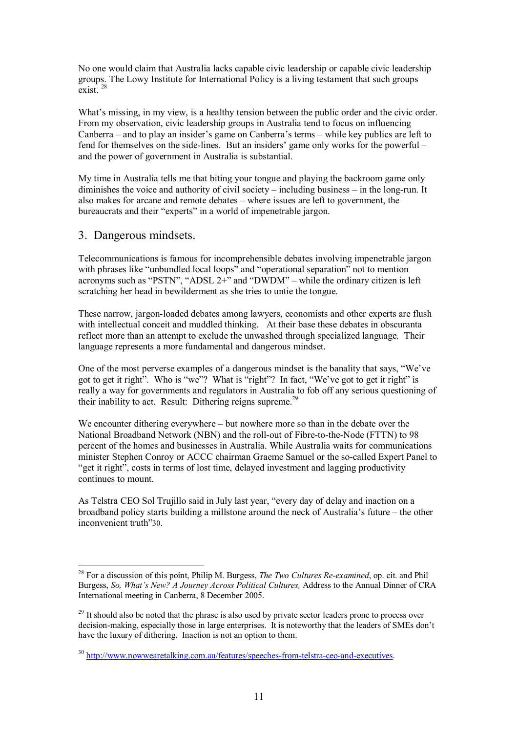No one would claim that Australia lacks capable civic leadership or capable civic leadership groups. The Lowy Institute for International Policy is a living testament that such groups exist. [28]

What's missing, in my view, is a healthy tension between the public order and the civic order. From my observation, civic leadership groups in Australia tend to focus on influencing Canberra – and to play an insider's game on Canberra's terms – while key publics are left to fend for themselves on the side-lines. But an insiders' game only works for the powerful – and the power of government in Australia is substantial.

My time in Australia tells me that biting your tongue and playing the backroom game only diminishes the voice and authority of civil society – including business – in the long-run. It also makes for arcane and remote debates – where issues are left to government, the bureaucrats and their "experts" in a world of impenetrable jargon.

## 3. Dangerous mindsets.

Telecommunications is famous for incomprehensible debates involving impenetrable jargon with phrases like "unbundled local loops" and "operational separation" not to mention acronyms such as "PSTN", "ADSL 2+" and "DWDM" – while the ordinary citizen is left scratching her head in bewilderment as she tries to untie the tongue.

These narrow, jargon-loaded debates among lawyers, economists and other experts are flush with intellectual conceit and muddled thinking. At their base these debates in obscuranta reflect more than an attempt to exclude the unwashed through specialized language. Their language represents a more fundamental and dangerous mindset.

One of the most perverse examples of a dangerous mindset is the banality that says, "We've got to get it right". Who is "we"? What is "right"? In fact, "We've got to get it right" is really a way for governments and regulators in Australia to fob off any serious questioning of their inability to act. Result: Dithering reigns supreme.[29]

We encounter dithering everywhere – but nowhere more so than in the debate over the National Broadband Network (NBN) and the roll-out of Fibre-to-the-Node (FTTN) to 98 percent of the homes and businesses in Australia. While Australia waits for communications minister Stephen Conroy or ACCC chairman Graeme Samuel or the so-called Expert Panel to "get it right", costs in terms of lost time, delayed investment and lagging productivity continues to mount.

As Telstra CEO Sol Trujillo said in July last year, "every day of delay and inaction on a broadband policy starts building a millstone around the neck of Australia's future – the other inconvenient truth"[30].

---

[28] For a discussion of this point, Philip M. Burgess, *The Two Cultures Re-examined*, op. cit. and Phil Burgess, *So, What's New? A Journey Across Political Cultures,* Address to the Annual Dinner of CRA International meeting in Canberra, 8 December 2005.

[29] It should also be noted that the phrase is also used by private sector leaders prone to process over decision-making, especially those in large enterprises. It is noteworthy that the leaders of SMEs don't have the luxury of dithering. Inaction is not an option to them.

[30] http://www.nowwearetalking.com.au/features/speeches-from-telstra-ceo-and-executives.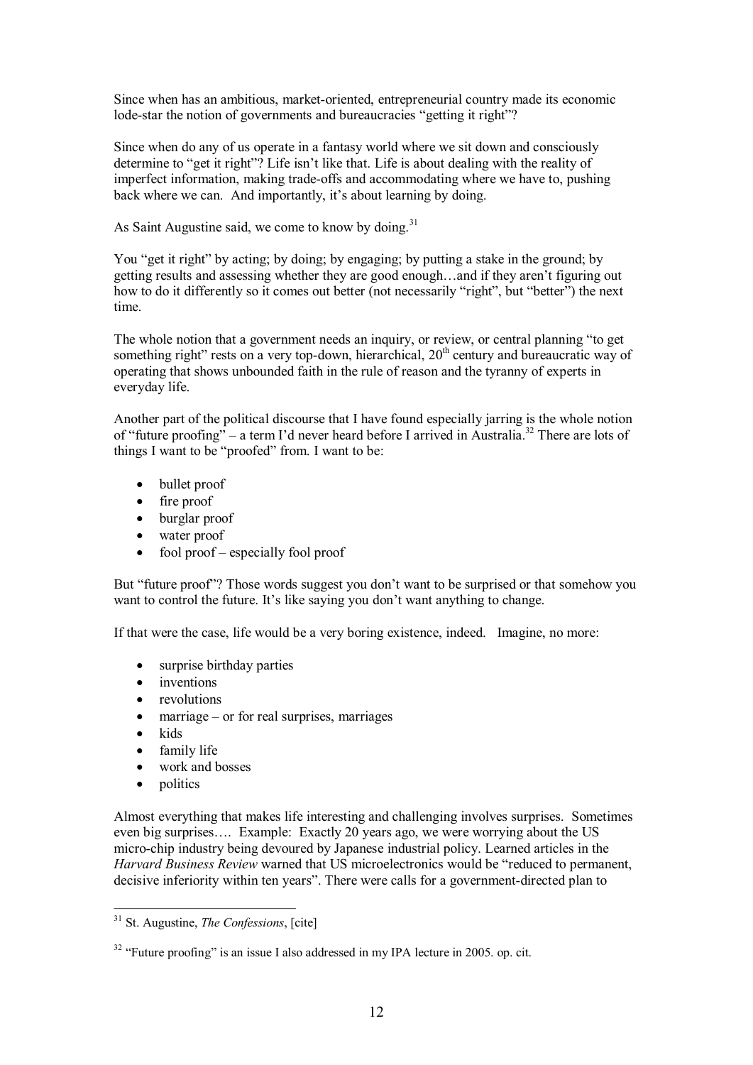Since when has an ambitious, market-oriented, entrepreneurial country made its economic lode-star the notion of governments and bureaucracies "getting it right"?

Since when do any of us operate in a fantasy world where we sit down and consciously determine to "get it right"? Life isn't like that. Life is about dealing with the reality of imperfect information, making trade-offs and accommodating where we have to, pushing back where we can. And importantly, it's about learning by doing.

As Saint Augustine said, we come to know by doing.[31]

You "get it right" by acting; by doing; by engaging; by putting a stake in the ground; by getting results and assessing whether they are good enough…and if they aren't figuring out how to do it differently so it comes out better (not necessarily "right", but "better") the next time.

The whole notion that a government needs an inquiry, or review, or central planning "to get something right" rests on a very top-down, hierarchical, 20th century and bureaucratic way of operating that shows unbounded faith in the rule of reason and the tyranny of experts in everyday life.

Another part of the political discourse that I have found especially jarring is the whole notion of "future proofing" – a term I'd never heard before I arrived in Australia.[32] There are lots of things I want to be "proofed" from. I want to be:

- bullet proof
- fire proof
- burglar proof
- water proof
- fool proof – especially fool proof

But "future proof"? Those words suggest you don't want to be surprised or that somehow you want to control the future. It's like saying you don't want anything to change.

If that were the case, life would be a very boring existence, indeed. Imagine, no more:

- surprise birthday parties
- inventions
- revolutions
- marriage – or for real surprises, marriages
- kids
- family life
- work and bosses
- politics

Almost everything that makes life interesting and challenging involves surprises. Sometimes even big surprises…. Example: Exactly 20 years ago, we were worrying about the US micro-chip industry being devoured by Japanese industrial policy. Learned articles in the *Harvard Business Review* warned that US microelectronics would be "reduced to permanent, decisive inferiority within ten years". There were calls for a government-directed plan to

---

[31] St. Augustine, *The Confessions*, [cite]

[32] "Future proofing" is an issue I also addressed in my IPA lecture in 2005. op. cit.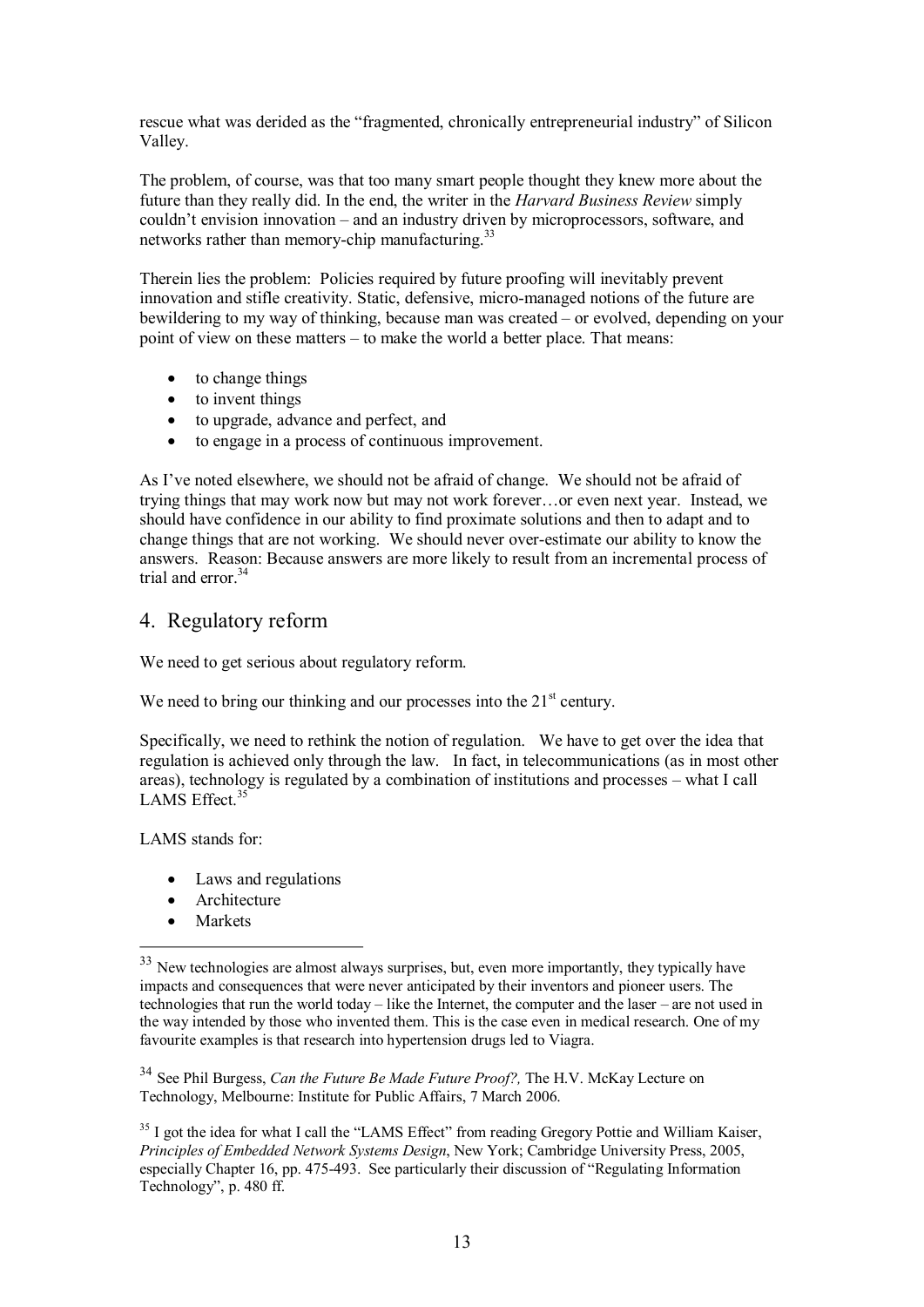rescue what was derided as the "fragmented, chronically entrepreneurial industry" of Silicon Valley.

The problem, of course, was that too many smart people thought they knew more about the future than they really did. In the end, the writer in the *Harvard Business Review* simply couldn't envision innovation – and an industry driven by microprocessors, software, and networks rather than memory-chip manufacturing.[33]

Therein lies the problem: Policies required by future proofing will inevitably prevent innovation and stifle creativity. Static, defensive, micro-managed notions of the future are bewildering to my way of thinking, because man was created – or evolved, depending on your point of view on these matters – to make the world a better place. That means:

- to change things
- to invent things
- to upgrade, advance and perfect, and
- to engage in a process of continuous improvement.

As I've noted elsewhere, we should not be afraid of change. We should not be afraid of trying things that may work now but may not work forever…or even next year. Instead, we should have confidence in our ability to find proximate solutions and then to adapt and to change things that are not working. We should never over-estimate our ability to know the answers. Reason: Because answers are more likely to result from an incremental process of trial and error.[34]

## 4. Regulatory reform

We need to get serious about regulatory reform.

We need to bring our thinking and our processes into the 21st century.

Specifically, we need to rethink the notion of regulation. We have to get over the idea that regulation is achieved only through the law. In fact, in telecommunications (as in most other areas), technology is regulated by a combination of institutions and processes – what I call LAMS Effect.[35]

LAMS stands for:

- Laws and regulations
- Architecture
- Markets

---

[33] New technologies are almost always surprises, but, even more importantly, they typically have impacts and consequences that were never anticipated by their inventors and pioneer users. The technologies that run the world today – like the Internet, the computer and the laser – are not used in the way intended by those who invented them. This is the case even in medical research. One of my favourite examples is that research into hypertension drugs led to Viagra.

[34] See Phil Burgess, *Can the Future Be Made Future Proof?,* The H.V. McKay Lecture on Technology, Melbourne: Institute for Public Affairs, 7 March 2006.

[35] I got the idea for what I call the "LAMS Effect" from reading Gregory Pottie and William Kaiser, *Principles of Embedded Network Systems Design*, New York; Cambridge University Press, 2005, especially Chapter 16, pp. 475-493. See particularly their discussion of "Regulating Information Technology", p. 480 ff.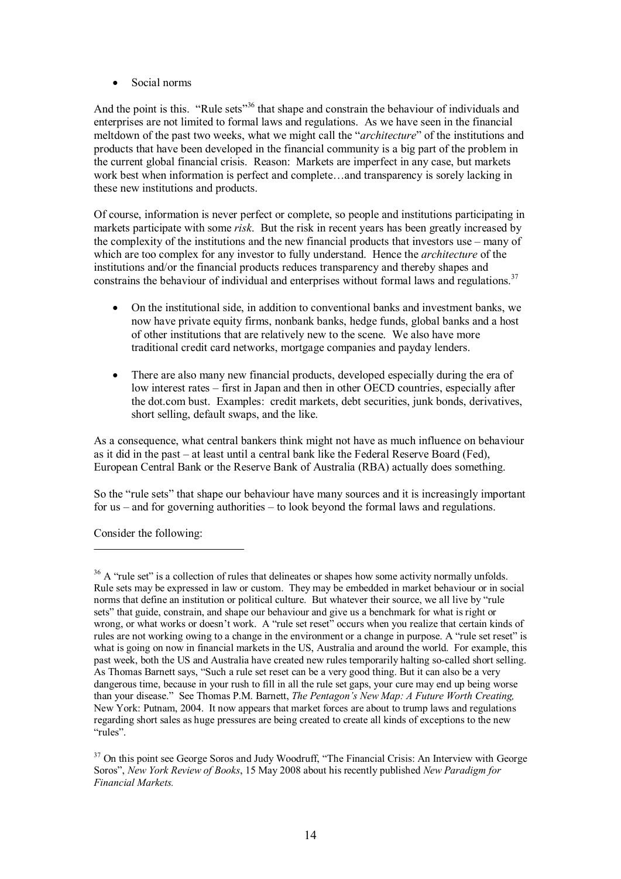- Social norms

And the point is this. "Rule sets"[36] that shape and constrain the behaviour of individuals and enterprises are not limited to formal laws and regulations. As we have seen in the financial meltdown of the past two weeks, what we might call the "*architecture*" of the institutions and products that have been developed in the financial community is a big part of the problem in the current global financial crisis. Reason: Markets are imperfect in any case, but markets work best when information is perfect and complete…and transparency is sorely lacking in these new institutions and products.

Of course, information is never perfect or complete, so people and institutions participating in markets participate with some *risk*. But the risk in recent years has been greatly increased by the complexity of the institutions and the new financial products that investors use – many of which are too complex for any investor to fully understand. Hence the *architecture* of the institutions and/or the financial products reduces transparency and thereby shapes and constrains the behaviour of individual and enterprises without formal laws and regulations.[37]

- On the institutional side, in addition to conventional banks and investment banks, we now have private equity firms, nonbank banks, hedge funds, global banks and a host of other institutions that are relatively new to the scene. We also have more traditional credit card networks, mortgage companies and payday lenders.
- There are also many new financial products, developed especially during the era of low interest rates – first in Japan and then in other OECD countries, especially after the dot.com bust. Examples: credit markets, debt securities, junk bonds, derivatives, short selling, default swaps, and the like.

As a consequence, what central bankers think might not have as much influence on behaviour as it did in the past – at least until a central bank like the Federal Reserve Board (Fed), European Central Bank or the Reserve Bank of Australia (RBA) actually does something.

So the "rule sets" that shape our behaviour have many sources and it is increasingly important for us – and for governing authorities – to look beyond the formal laws and regulations.

Consider the following:

---

[36] A "rule set" is a collection of rules that delineates or shapes how some activity normally unfolds. Rule sets may be expressed in law or custom. They may be embedded in market behaviour or in social norms that define an institution or political culture. But whatever their source, we all live by "rule sets" that guide, constrain, and shape our behaviour and give us a benchmark for what is right or wrong, or what works or doesn't work. A "rule set reset" occurs when you realize that certain kinds of rules are not working owing to a change in the environment or a change in purpose. A "rule set reset" is what is going on now in financial markets in the US, Australia and around the world. For example, this past week, both the US and Australia have created new rules temporarily halting so-called short selling. As Thomas Barnett says, "Such a rule set reset can be a very good thing. But it can also be a very dangerous time, because in your rush to fill in all the rule set gaps, your cure may end up being worse than your disease." See Thomas P.M. Barnett, *The Pentagon's New Map: A Future Worth Creating,* New York: Putnam, 2004. It now appears that market forces are about to trump laws and regulations regarding short sales as huge pressures are being created to create all kinds of exceptions to the new "rules".

[37] On this point see George Soros and Judy Woodruff, "The Financial Crisis: An Interview with George Soros", *New York Review of Books*, 15 May 2008 about his recently published *New Paradigm for Financial Markets.*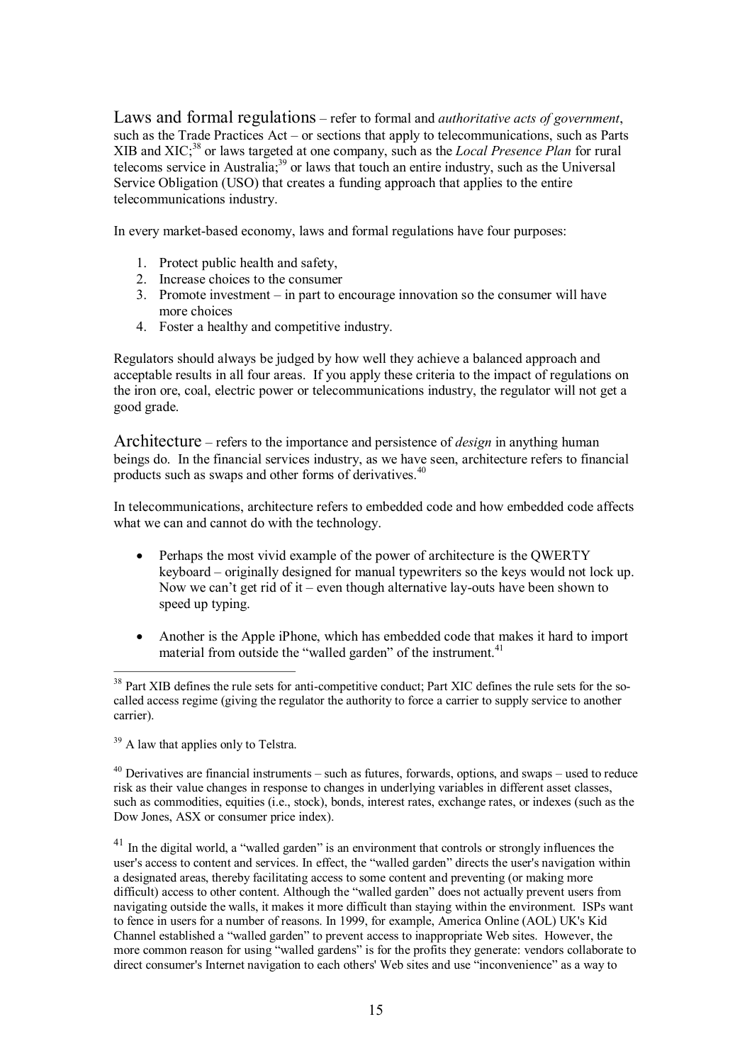Laws and formal regulations – refer to formal and *authoritative acts of government*, such as the Trade Practices Act – or sections that apply to telecommunications, such as Parts XIB and XIC;[38] or laws targeted at one company, such as the *Local Presence Plan* for rural telecoms service in Australia;[39] or laws that touch an entire industry, such as the Universal Service Obligation (USO) that creates a funding approach that applies to the entire telecommunications industry.

In every market-based economy, laws and formal regulations have four purposes:

1. Protect public health and safety,
2. Increase choices to the consumer
3. Promote investment – in part to encourage innovation so the consumer will have more choices
4. Foster a healthy and competitive industry.

Regulators should always be judged by how well they achieve a balanced approach and acceptable results in all four areas. If you apply these criteria to the impact of regulations on the iron ore, coal, electric power or telecommunications industry, the regulator will not get a good grade.

Architecture – refers to the importance and persistence of *design* in anything human beings do. In the financial services industry, as we have seen, architecture refers to financial products such as swaps and other forms of derivatives.[40]

In telecommunications, architecture refers to embedded code and how embedded code affects what we can and cannot do with the technology.

- Perhaps the most vivid example of the power of architecture is the QWERTY keyboard – originally designed for manual typewriters so the keys would not lock up. Now we can't get rid of it – even though alternative lay-outs have been shown to speed up typing.

- Another is the Apple iPhone, which has embedded code that makes it hard to import material from outside the "walled garden" of the instrument.[41]

---

[38] Part XIB defines the rule sets for anti-competitive conduct; Part XIC defines the rule sets for the so-called access regime (giving the regulator the authority to force a carrier to supply service to another carrier).

[39] A law that applies only to Telstra.

[40] Derivatives are financial instruments – such as futures, forwards, options, and swaps – used to reduce risk as their value changes in response to changes in underlying variables in different asset classes, such as commodities, equities (i.e., stock), bonds, interest rates, exchange rates, or indexes (such as the Dow Jones, ASX or consumer price index).

[41] In the digital world, a "walled garden" is an environment that controls or strongly influences the user's access to content and services. In effect, the "walled garden" directs the user's navigation within a designated areas, thereby facilitating access to some content and preventing (or making more difficult) access to other content. Although the "walled garden" does not actually prevent users from navigating outside the walls, it makes it more difficult than staying within the environment. ISPs want to fence in users for a number of reasons. In 1999, for example, America Online (AOL) UK's Kid Channel established a "walled garden" to prevent access to inappropriate Web sites. However, the more common reason for using "walled gardens" is for the profits they generate: vendors collaborate to direct consumer's Internet navigation to each others' Web sites and use "inconvenience" as a way to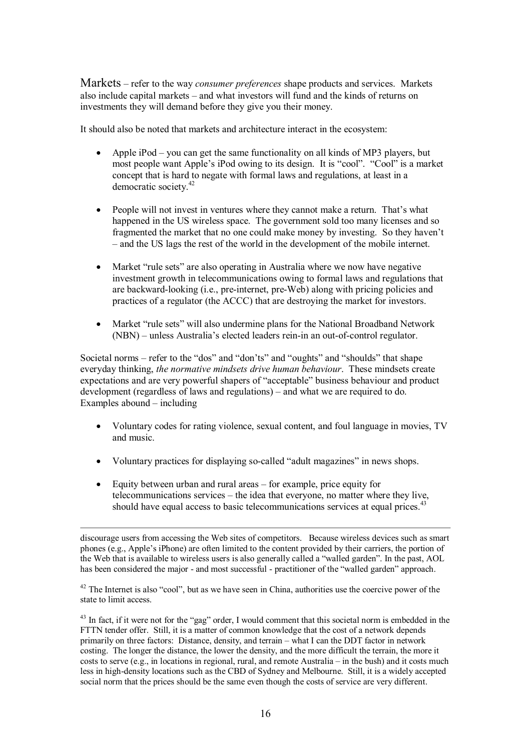Markets – refer to the way *consumer preferences* shape products and services. Markets also include capital markets – and what investors will fund and the kinds of returns on investments they will demand before they give you their money.

It should also be noted that markets and architecture interact in the ecosystem:

- Apple iPod – you can get the same functionality on all kinds of MP3 players, but most people want Apple's iPod owing to its design. It is "cool". "Cool" is a market concept that is hard to negate with formal laws and regulations, at least in a democratic society.[42]

- People will not invest in ventures where they cannot make a return. That's what happened in the US wireless space. The government sold too many licenses and so fragmented the market that no one could make money by investing. So they haven't – and the US lags the rest of the world in the development of the mobile internet.

- Market "rule sets" are also operating in Australia where we now have negative investment growth in telecommunications owing to formal laws and regulations that are backward-looking (i.e., pre-internet, pre-Web) along with pricing policies and practices of a regulator (the ACCC) that are destroying the market for investors.

- Market "rule sets" will also undermine plans for the National Broadband Network (NBN) – unless Australia's elected leaders rein-in an out-of-control regulator.

Societal norms – refer to the "dos" and "don'ts" and "oughts" and "shoulds" that shape everyday thinking, *the normative mindsets drive human behaviour*. These mindsets create expectations and are very powerful shapers of "acceptable" business behaviour and product development (regardless of laws and regulations) – and what we are required to do. Examples abound – including

- Voluntary codes for rating violence, sexual content, and foul language in movies, TV and music.

- Voluntary practices for displaying so-called "adult magazines" in news shops.

- Equity between urban and rural areas – for example, price equity for telecommunications services – the idea that everyone, no matter where they live, should have equal access to basic telecommunications services at equal prices.[43]

---

discourage users from accessing the Web sites of competitors. Because wireless devices such as smart phones (e.g., Apple's iPhone) are often limited to the content provided by their carriers, the portion of the Web that is available to wireless users is also generally called a "walled garden". In the past, AOL has been considered the major - and most successful - practitioner of the "walled garden" approach.

[42] The Internet is also "cool", but as we have seen in China, authorities use the coercive power of the state to limit access.

[43] In fact, if it were not for the "gag" order, I would comment that this societal norm is embedded in the FTTN tender offer. Still, it is a matter of common knowledge that the cost of a network depends primarily on three factors: Distance, density, and terrain – what I can the DDT factor in network costing. The longer the distance, the lower the density, and the more difficult the terrain, the more it costs to serve (e.g., in locations in regional, rural, and remote Australia – in the bush) and it costs much less in high-density locations such as the CBD of Sydney and Melbourne. Still, it is a widely accepted social norm that the prices should be the same even though the costs of service are very different.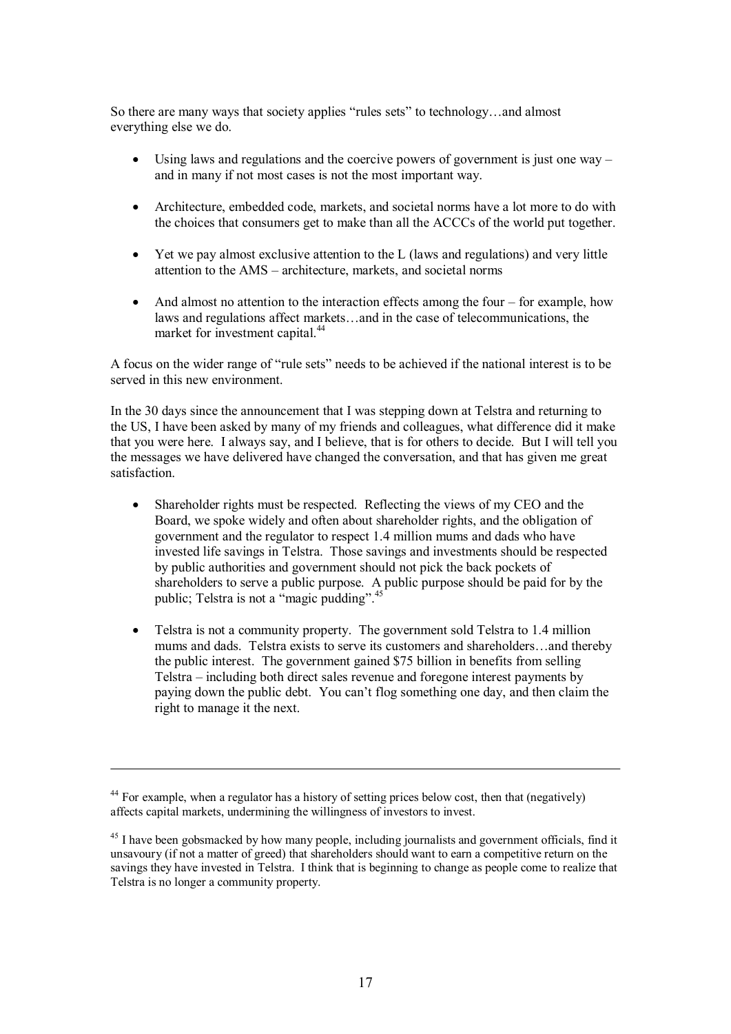So there are many ways that society applies "rules sets" to technology…and almost everything else we do.

- Using laws and regulations and the coercive powers of government is just one way – and in many if not most cases is not the most important way.

- Architecture, embedded code, markets, and societal norms have a lot more to do with the choices that consumers get to make than all the ACCCs of the world put together.

- Yet we pay almost exclusive attention to the L (laws and regulations) and very little attention to the AMS – architecture, markets, and societal norms

- And almost no attention to the interaction effects among the four – for example, how laws and regulations affect markets…and in the case of telecommunications, the market for investment capital.[44]

A focus on the wider range of "rule sets" needs to be achieved if the national interest is to be served in this new environment.

In the 30 days since the announcement that I was stepping down at Telstra and returning to the US, I have been asked by many of my friends and colleagues, what difference did it make that you were here. I always say, and I believe, that is for others to decide. But I will tell you the messages we have delivered have changed the conversation, and that has given me great satisfaction.

- Shareholder rights must be respected. Reflecting the views of my CEO and the Board, we spoke widely and often about shareholder rights, and the obligation of government and the regulator to respect 1.4 million mums and dads who have invested life savings in Telstra. Those savings and investments should be respected by public authorities and government should not pick the back pockets of shareholders to serve a public purpose. A public purpose should be paid for by the public; Telstra is not a "magic pudding".[45]

- Telstra is not a community property. The government sold Telstra to 1.4 million mums and dads. Telstra exists to serve its customers and shareholders…and thereby the public interest. The government gained $75 billion in benefits from selling Telstra – including both direct sales revenue and foregone interest payments by paying down the public debt. You can't flog something one day, and then claim the right to manage it the next.

---

[44] For example, when a regulator has a history of setting prices below cost, then that (negatively) affects capital markets, undermining the willingness of investors to invest.

[45] I have been gobsmacked by how many people, including journalists and government officials, find it unsavoury (if not a matter of greed) that shareholders should want to earn a competitive return on the savings they have invested in Telstra. I think that is beginning to change as people come to realize that Telstra is no longer a community property.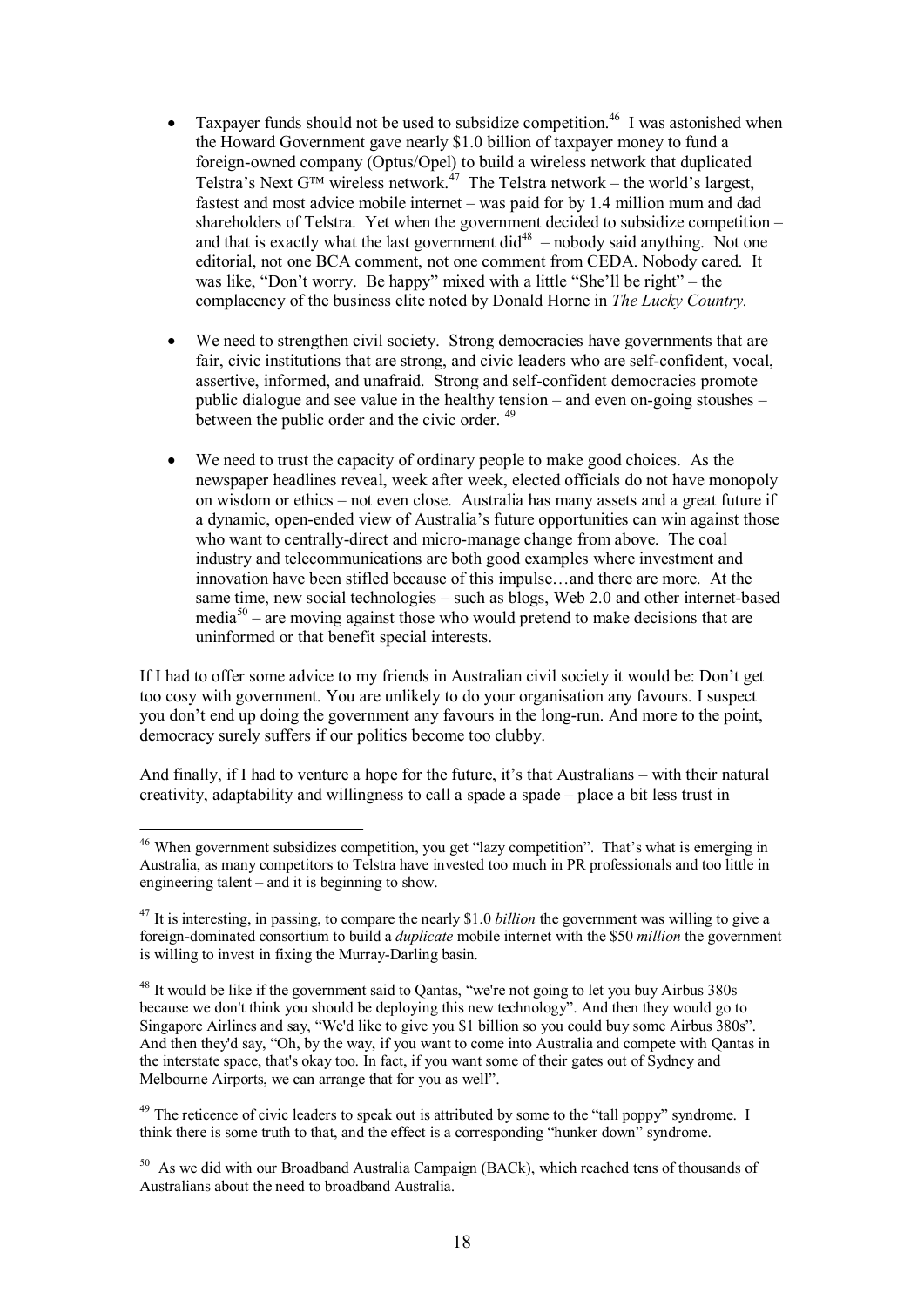- Taxpayer funds should not be used to subsidize competition.[46] I was astonished when the Howard Government gave nearly $1.0 billion of taxpayer money to fund a foreign-owned company (Optus/Opel) to build a wireless network that duplicated Telstra's Next G™ wireless network.[47] The Telstra network – the world's largest, fastest and most advice mobile internet – was paid for by 1.4 million mum and dad shareholders of Telstra. Yet when the government decided to subsidize competition – and that is exactly what the last government did[48] – nobody said anything. Not one editorial, not one BCA comment, not one comment from CEDA. Nobody cared. It was like, "Don't worry. Be happy" mixed with a little "She'll be right" – the complacency of the business elite noted by Donald Horne in *The Lucky Country.*

- We need to strengthen civil society. Strong democracies have governments that are fair, civic institutions that are strong, and civic leaders who are self-confident, vocal, assertive, informed, and unafraid. Strong and self-confident democracies promote public dialogue and see value in the healthy tension – and even on-going stoushes – between the public order and the civic order.[49]

- We need to trust the capacity of ordinary people to make good choices. As the newspaper headlines reveal, week after week, elected officials do not have monopoly on wisdom or ethics – not even close. Australia has many assets and a great future if a dynamic, open-ended view of Australia's future opportunities can win against those who want to centrally-direct and micro-manage change from above. The coal industry and telecommunications are both good examples where investment and innovation have been stifled because of this impulse…and there are more. At the same time, new social technologies – such as blogs, Web 2.0 and other internet-based media[50] – are moving against those who would pretend to make decisions that are uninformed or that benefit special interests.

If I had to offer some advice to my friends in Australian civil society it would be: Don't get too cosy with government. You are unlikely to do your organisation any favours. I suspect you don't end up doing the government any favours in the long-run. And more to the point, democracy surely suffers if our politics become too clubby.

And finally, if I had to venture a hope for the future, it's that Australians – with their natural creativity, adaptability and willingness to call a spade a spade – place a bit less trust in

---

[46] When government subsidizes competition, you get "lazy competition". That's what is emerging in Australia, as many competitors to Telstra have invested too much in PR professionals and too little in engineering talent – and it is beginning to show.

[47] It is interesting, in passing, to compare the nearly $1.0 *billion* the government was willing to give a foreign-dominated consortium to build a *duplicate* mobile internet with the $50 *million* the government is willing to invest in fixing the Murray-Darling basin.

[48] It would be like if the government said to Qantas, "we're not going to let you buy Airbus 380s because we don't think you should be deploying this new technology". And then they would go to Singapore Airlines and say, "We'd like to give you $1 billion so you could buy some Airbus 380s". And then they'd say, "Oh, by the way, if you want to come into Australia and compete with Qantas in the interstate space, that's okay too. In fact, if you want some of their gates out of Sydney and Melbourne Airports, we can arrange that for you as well".

[49] The reticence of civic leaders to speak out is attributed by some to the "tall poppy" syndrome. I think there is some truth to that, and the effect is a corresponding "hunker down" syndrome.

[50] As we did with our Broadband Australia Campaign (BACk), which reached tens of thousands of Australians about the need to broadband Australia.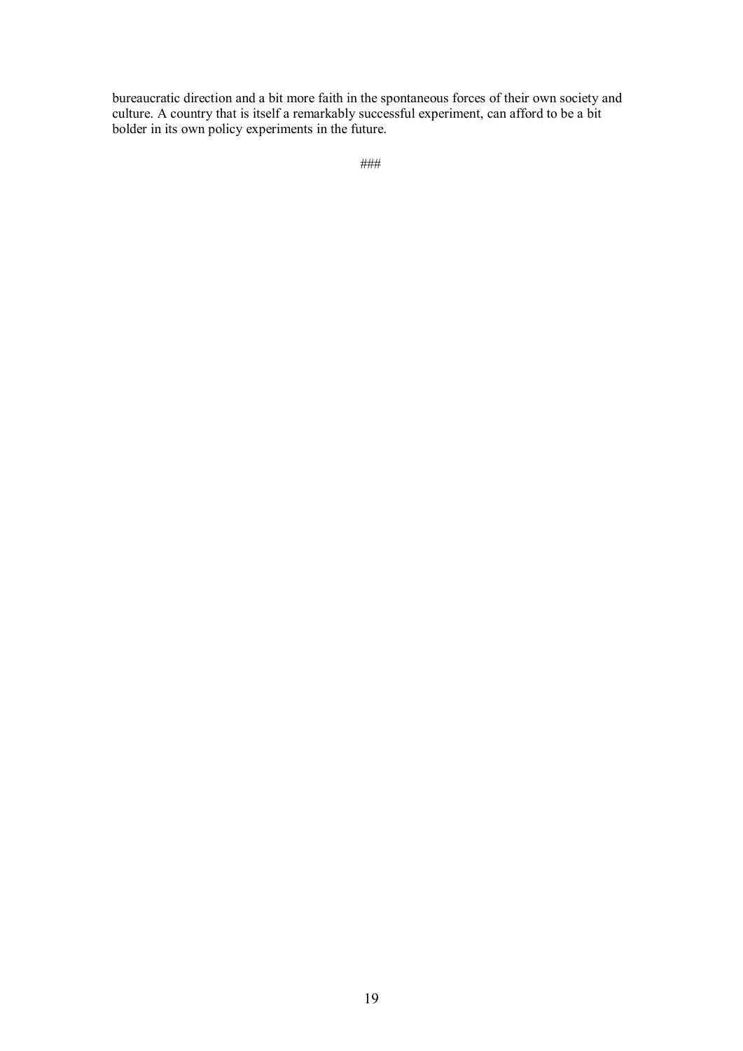bureaucratic direction and a bit more faith in the spontaneous forces of their own society and culture. A country that is itself a remarkably successful experiment, can afford to be a bit bolder in its own policy experiments in the future.

###